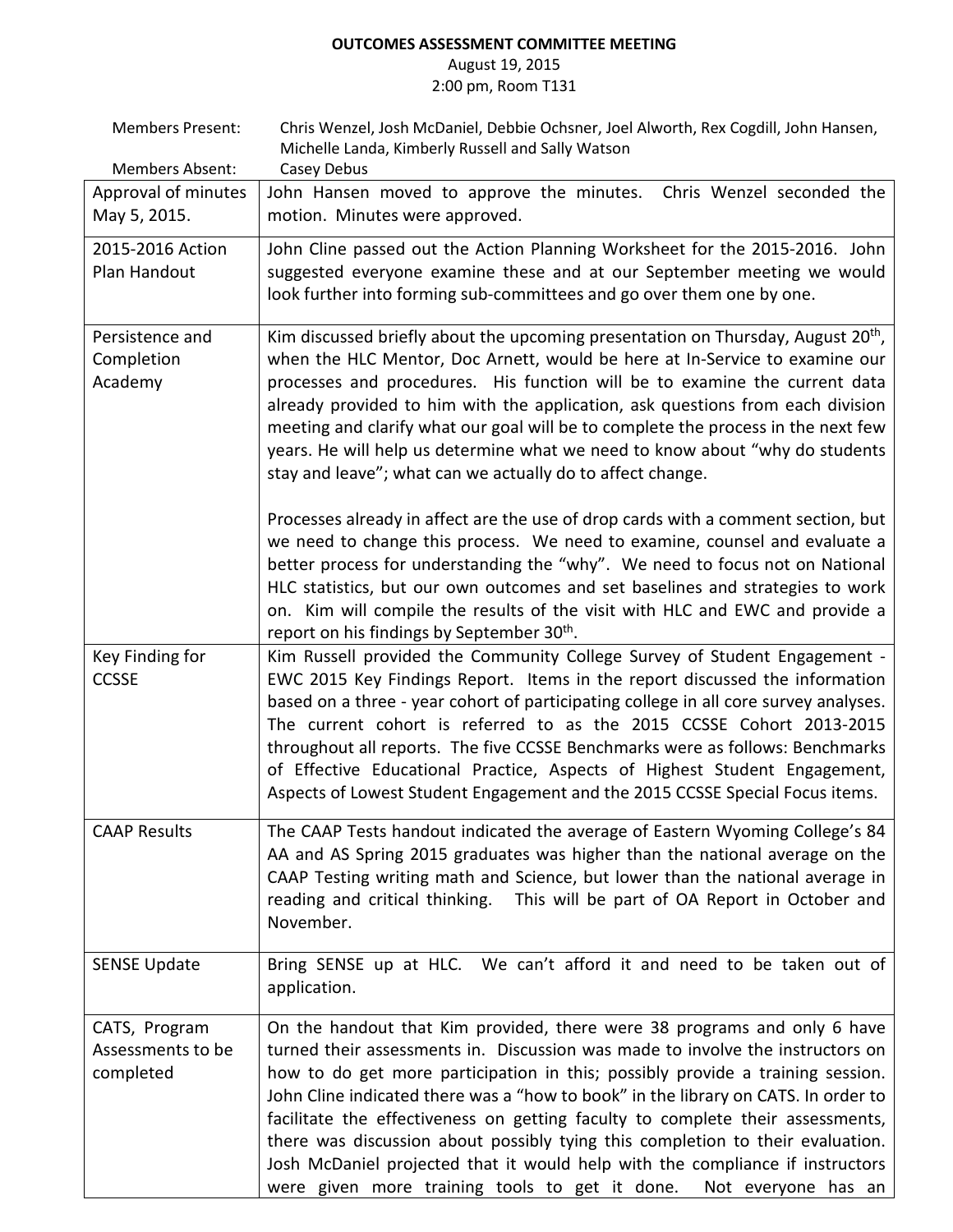**OUTCOMES ASSESSMENT COMMITTEE MEETING**

August 19, 2015

2:00 pm, Room T131

Members Present: Chris Wenzel, Josh McDaniel, Debbie Ochsner, Joel Alworth, Rex Cogdill, John Hansen, Michelle Landa, Kimberly Russell and Sally Watson

Members Absent: Casey Debus

| | |
|---|---|
| Approval of minutes May 5, 2015. | John Hansen moved to approve the minutes. Chris Wenzel seconded the motion. Minutes were approved. |
| 2015-2016 Action Plan Handout | John Cline passed out the Action Planning Worksheet for the 2015-2016. John suggested everyone examine these and at our September meeting we would look further into forming sub-committees and go over them one by one. |
| Persistence and Completion Academy | Kim discussed briefly about the upcoming presentation on Thursday, August 20th, when the HLC Mentor, Doc Arnett, would be here at In-Service to examine our processes and procedures. His function will be to examine the current data already provided to him with the application, ask questions from each division meeting and clarify what our goal will be to complete the process in the next few years. He will help us determine what we need to know about "why do students stay and leave"; what can we actually do to affect change.<br><br>Processes already in affect are the use of drop cards with a comment section, but we need to change this process. We need to examine, counsel and evaluate a better process for understanding the "why". We need to focus not on National HLC statistics, but our own outcomes and set baselines and strategies to work on. Kim will compile the results of the visit with HLC and EWC and provide a report on his findings by September 30th. |
| Key Finding for CCSSE | Kim Russell provided the Community College Survey of Student Engagement - EWC 2015 Key Findings Report. Items in the report discussed the information based on a three - year cohort of participating college in all core survey analyses. The current cohort is referred to as the 2015 CCSSE Cohort 2013-2015 throughout all reports. The five CCSSE Benchmarks were as follows: Benchmarks of Effective Educational Practice, Aspects of Highest Student Engagement, Aspects of Lowest Student Engagement and the 2015 CCSSE Special Focus items. |
| CAAP Results | The CAAP Tests handout indicated the average of Eastern Wyoming College's 84 AA and AS Spring 2015 graduates was higher than the national average on the CAAP Testing writing math and Science, but lower than the national average in reading and critical thinking. This will be part of OA Report in October and November. |
| SENSE Update | Bring SENSE up at HLC. We can't afford it and need to be taken out of application. |
| CATS, Program Assessments to be completed | On the handout that Kim provided, there were 38 programs and only 6 have turned their assessments in. Discussion was made to involve the instructors on how to do get more participation in this; possibly provide a training session. John Cline indicated there was a "how to book" in the library on CATS. In order to facilitate the effectiveness on getting faculty to complete their assessments, there was discussion about possibly tying this completion to their evaluation. Josh McDaniel projected that it would help with the compliance if instructors were given more training tools to get it done. Not everyone has an |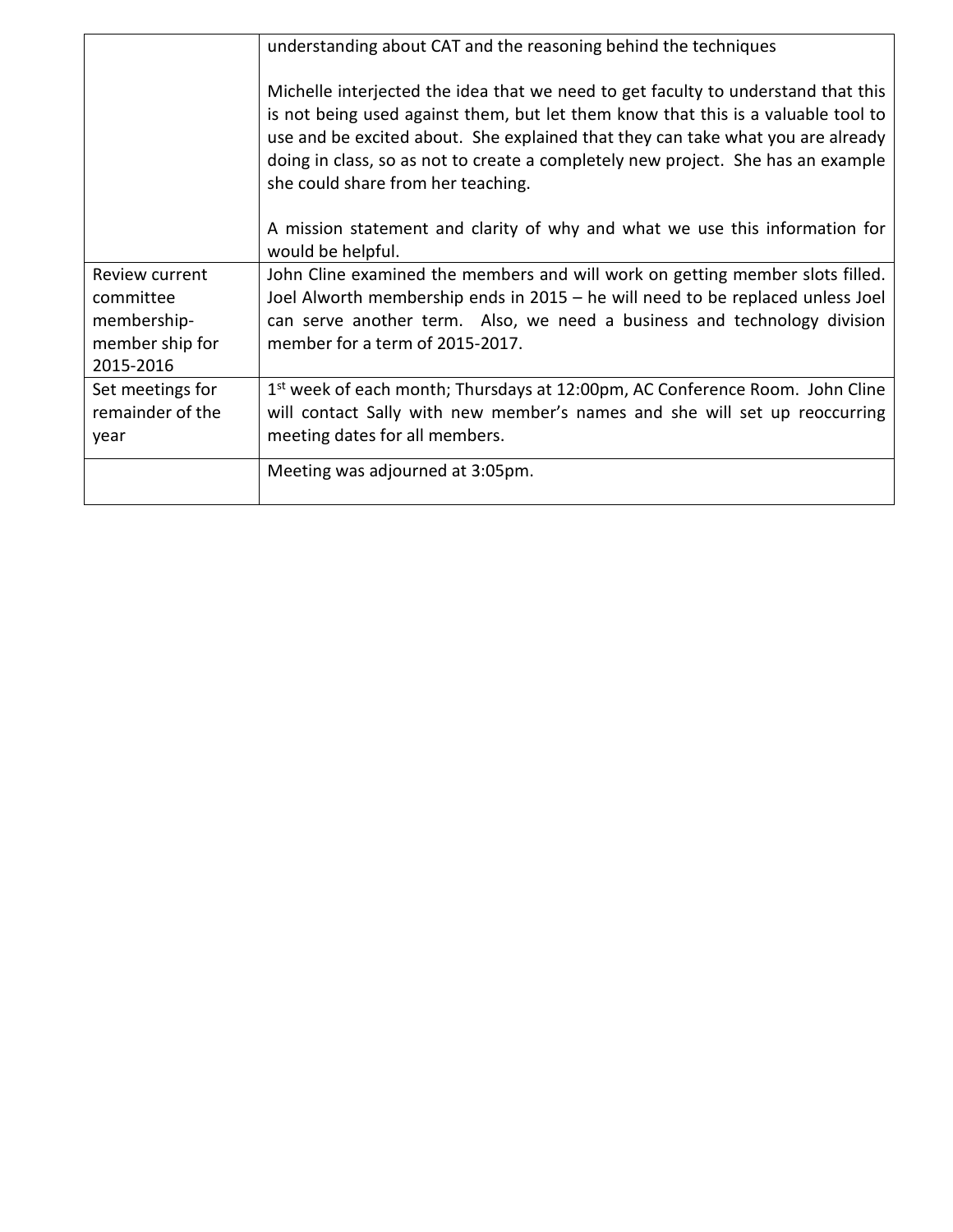| | |
|---|---|
| | understanding about CAT and the reasoning behind the techniques<br><br>Michelle interjected the idea that we need to get faculty to understand that this is not being used against them, but let them know that this is a valuable tool to use and be excited about. She explained that they can take what you are already doing in class, so as not to create a completely new project. She has an example she could share from her teaching.<br><br>A mission statement and clarity of why and what we use this information for would be helpful. |
| Review current committee membership-member ship for 2015-2016 | John Cline examined the members and will work on getting member slots filled. Joel Alworth membership ends in 2015 – he will need to be replaced unless Joel can serve another term. Also, we need a business and technology division member for a term of 2015-2017. |
| Set meetings for remainder of the year | 1st week of each month; Thursdays at 12:00pm, AC Conference Room. John Cline will contact Sally with new member's names and she will set up reoccurring meeting dates for all members. |
| | Meeting was adjourned at 3:05pm. |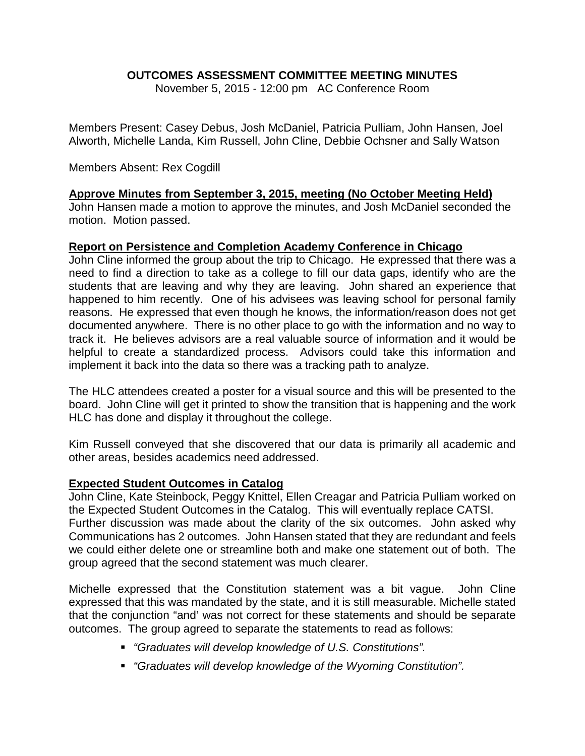# OUTCOMES ASSESSMENT COMMITTEE MEETING MINUTES

November 5, 2015 - 12:00 pm AC Conference Room

Members Present: Casey Debus, Josh McDaniel, Patricia Pulliam, John Hansen, Joel Alworth, Michelle Landa, Kim Russell, John Cline, Debbie Ochsner and Sally Watson

Members Absent: Rex Cogdill

**Approve Minutes from September 3, 2015, meeting (No October Meeting Held)**

John Hansen made a motion to approve the minutes, and Josh McDaniel seconded the motion. Motion passed.

**Report on Persistence and Completion Academy Conference in Chicago**

John Cline informed the group about the trip to Chicago. He expressed that there was a need to find a direction to take as a college to fill our data gaps, identify who are the students that are leaving and why they are leaving. John shared an experience that happened to him recently. One of his advisees was leaving school for personal family reasons. He expressed that even though he knows, the information/reason does not get documented anywhere. There is no other place to go with the information and no way to track it. He believes advisors are a real valuable source of information and it would be helpful to create a standardized process. Advisors could take this information and implement it back into the data so there was a tracking path to analyze.

The HLC attendees created a poster for a visual source and this will be presented to the board. John Cline will get it printed to show the transition that is happening and the work HLC has done and display it throughout the college.

Kim Russell conveyed that she discovered that our data is primarily all academic and other areas, besides academics need addressed.

**Expected Student Outcomes in Catalog**

John Cline, Kate Steinbock, Peggy Knittel, Ellen Creagar and Patricia Pulliam worked on the Expected Student Outcomes in the Catalog. This will eventually replace CATSI. Further discussion was made about the clarity of the six outcomes. John asked why Communications has 2 outcomes. John Hansen stated that they are redundant and feels we could either delete one or streamline both and make one statement out of both. The group agreed that the second statement was much clearer.

Michelle expressed that the Constitution statement was a bit vague. John Cline expressed that this was mandated by the state, and it is still measurable. Michelle stated that the conjunction "and' was not correct for these statements and should be separate outcomes. The group agreed to separate the statements to read as follows:

- *"Graduates will develop knowledge of U.S. Constitutions".*
- *"Graduates will develop knowledge of the Wyoming Constitution".*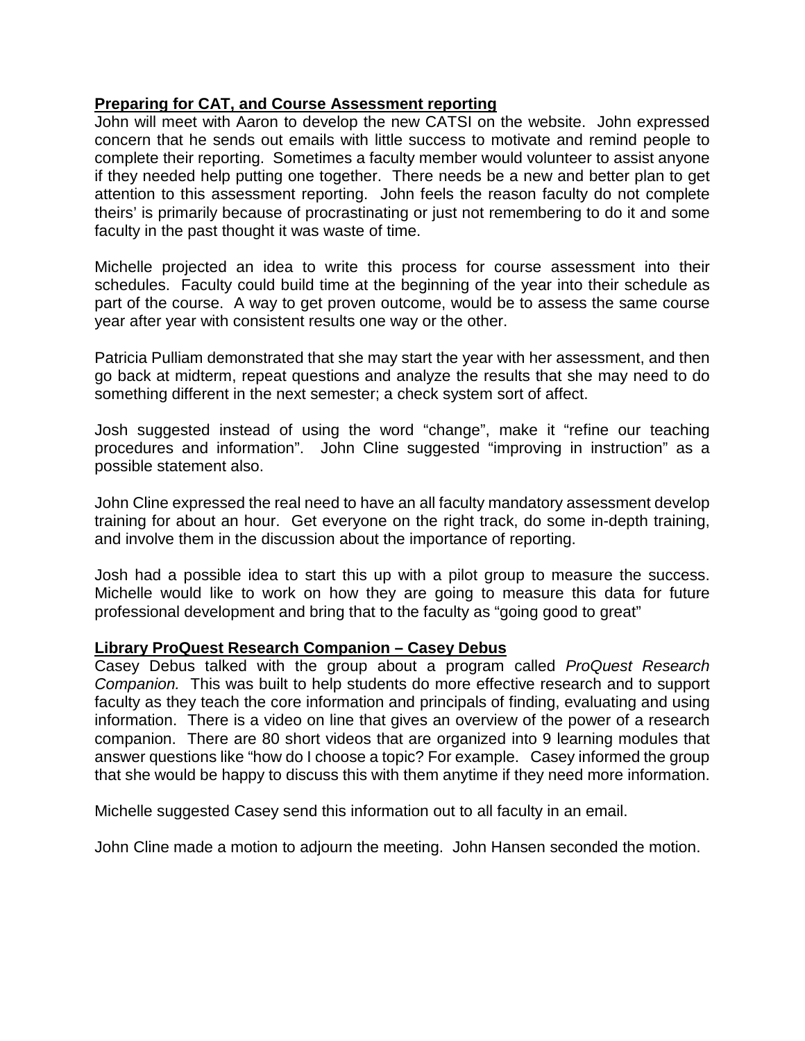**Preparing for CAT, and Course Assessment reporting**

John will meet with Aaron to develop the new CATSI on the website. John expressed concern that he sends out emails with little success to motivate and remind people to complete their reporting. Sometimes a faculty member would volunteer to assist anyone if they needed help putting one together. There needs be a new and better plan to get attention to this assessment reporting. John feels the reason faculty do not complete theirs' is primarily because of procrastinating or just not remembering to do it and some faculty in the past thought it was waste of time.

Michelle projected an idea to write this process for course assessment into their schedules. Faculty could build time at the beginning of the year into their schedule as part of the course. A way to get proven outcome, would be to assess the same course year after year with consistent results one way or the other.

Patricia Pulliam demonstrated that she may start the year with her assessment, and then go back at midterm, repeat questions and analyze the results that she may need to do something different in the next semester; a check system sort of affect.

Josh suggested instead of using the word "change", make it "refine our teaching procedures and information". John Cline suggested "improving in instruction" as a possible statement also.

John Cline expressed the real need to have an all faculty mandatory assessment develop training for about an hour. Get everyone on the right track, do some in-depth training, and involve them in the discussion about the importance of reporting.

Josh had a possible idea to start this up with a pilot group to measure the success. Michelle would like to work on how they are going to measure this data for future professional development and bring that to the faculty as "going good to great"

**Library ProQuest Research Companion – Casey Debus**

Casey Debus talked with the group about a program called *ProQuest Research Companion.* This was built to help students do more effective research and to support faculty as they teach the core information and principals of finding, evaluating and using information. There is a video on line that gives an overview of the power of a research companion. There are 80 short videos that are organized into 9 learning modules that answer questions like "how do I choose a topic? For example. Casey informed the group that she would be happy to discuss this with them anytime if they need more information.

Michelle suggested Casey send this information out to all faculty in an email.

John Cline made a motion to adjourn the meeting. John Hansen seconded the motion.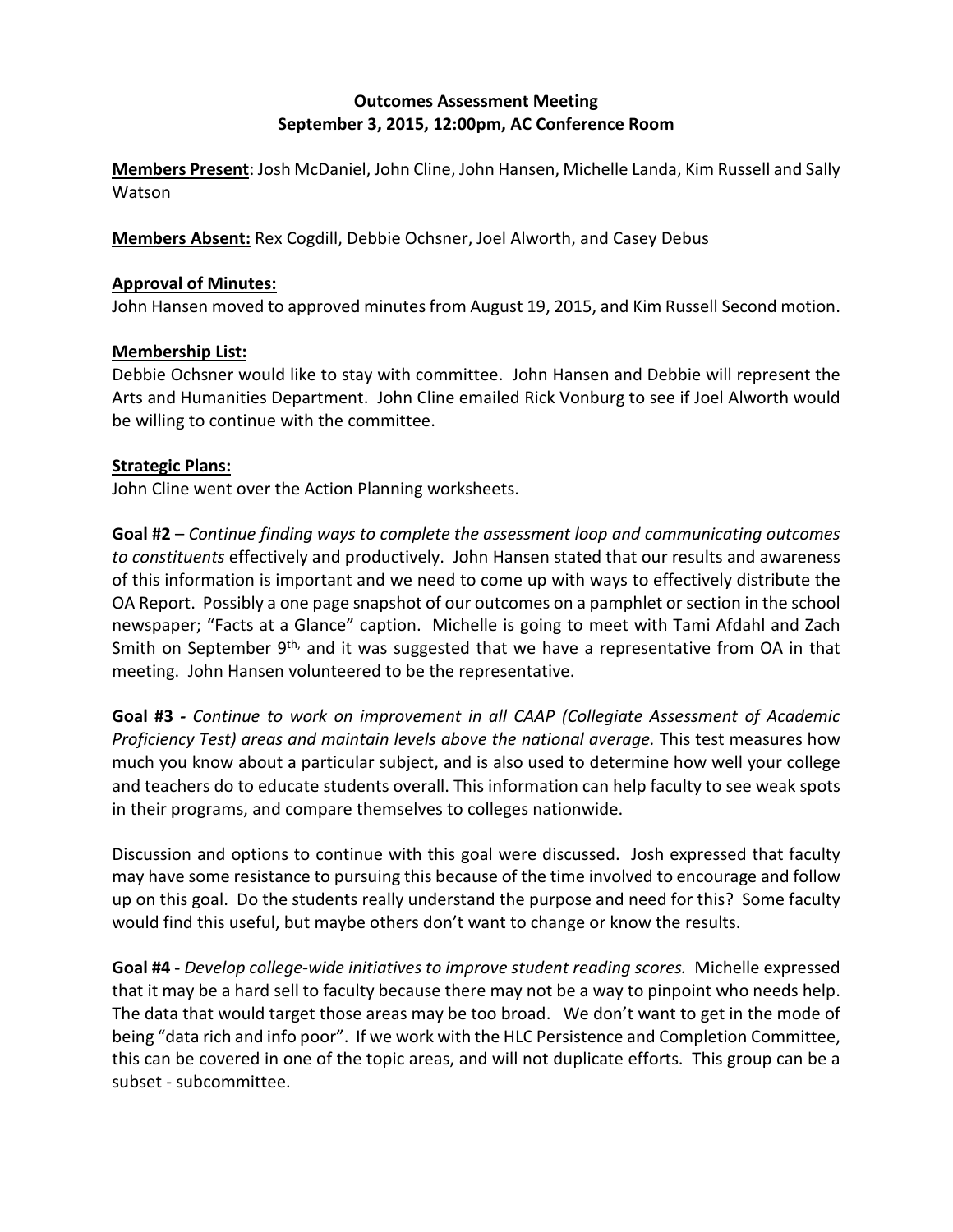**Outcomes Assessment Meeting**
**September 3, 2015, 12:00pm, AC Conference Room**

**Members Present**: Josh McDaniel, John Cline, John Hansen, Michelle Landa, Kim Russell and Sally Watson

**Members Absent:** Rex Cogdill, Debbie Ochsner, Joel Alworth, and Casey Debus

**Approval of Minutes:**
John Hansen moved to approved minutes from August 19, 2015, and Kim Russell Second motion.

**Membership List:**
Debbie Ochsner would like to stay with committee. John Hansen and Debbie will represent the Arts and Humanities Department. John Cline emailed Rick Vonburg to see if Joel Alworth would be willing to continue with the committee.

**Strategic Plans:**
John Cline went over the Action Planning worksheets.

**Goal #2** – *Continue finding ways to complete the assessment loop and communicating outcomes to constituents* effectively and productively. John Hansen stated that our results and awareness of this information is important and we need to come up with ways to effectively distribute the OA Report. Possibly a one page snapshot of our outcomes on a pamphlet or section in the school newspaper; "Facts at a Glance" caption. Michelle is going to meet with Tami Afdahl and Zach Smith on September 9th, and it was suggested that we have a representative from OA in that meeting. John Hansen volunteered to be the representative.

**Goal #3 -** *Continue to work on improvement in all CAAP (Collegiate Assessment of Academic Proficiency Test) areas and maintain levels above the national average.* This test measures how much you know about a particular subject, and is also used to determine how well your college and teachers do to educate students overall. This information can help faculty to see weak spots in their programs, and compare themselves to colleges nationwide.

Discussion and options to continue with this goal were discussed. Josh expressed that faculty may have some resistance to pursuing this because of the time involved to encourage and follow up on this goal. Do the students really understand the purpose and need for this? Some faculty would find this useful, but maybe others don't want to change or know the results.

**Goal #4 -** *Develop college-wide initiatives to improve student reading scores.* Michelle expressed that it may be a hard sell to faculty because there may not be a way to pinpoint who needs help. The data that would target those areas may be too broad. We don't want to get in the mode of being "data rich and info poor". If we work with the HLC Persistence and Completion Committee, this can be covered in one of the topic areas, and will not duplicate efforts. This group can be a subset - subcommittee.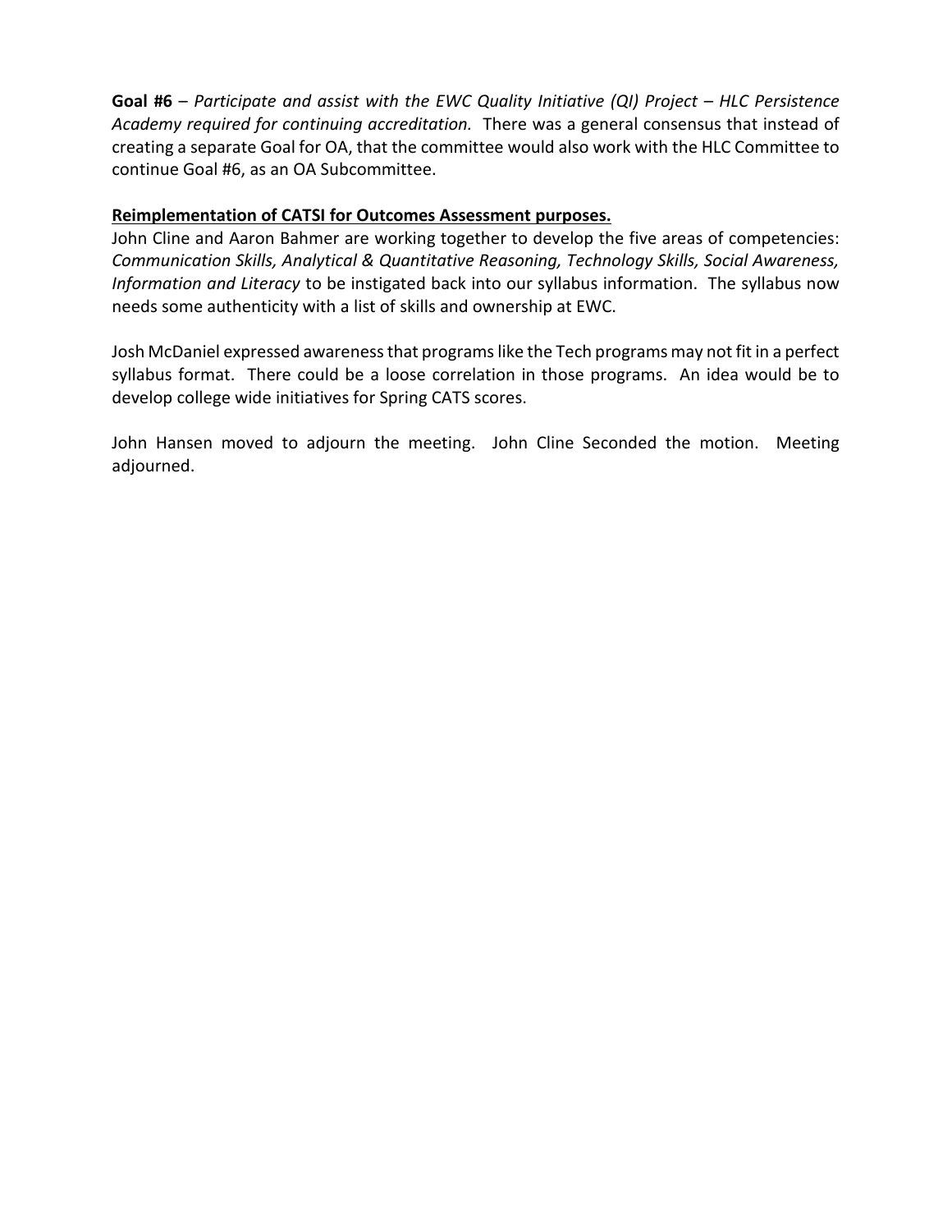**Goal #6** – *Participate and assist with the EWC Quality Initiative (QI) Project – HLC Persistence Academy required for continuing accreditation.* There was a general consensus that instead of creating a separate Goal for OA, that the committee would also work with the HLC Committee to continue Goal #6, as an OA Subcommittee.

**<u>Reimplementation of CATSI for Outcomes Assessment purposes.</u>**

John Cline and Aaron Bahmer are working together to develop the five areas of competencies: *Communication Skills, Analytical & Quantitative Reasoning, Technology Skills, Social Awareness, Information and Literacy* to be instigated back into our syllabus information. The syllabus now needs some authenticity with a list of skills and ownership at EWC.

Josh McDaniel expressed awareness that programs like the Tech programs may not fit in a perfect syllabus format. There could be a loose correlation in those programs. An idea would be to develop college wide initiatives for Spring CATS scores.

John Hansen moved to adjourn the meeting. John Cline Seconded the motion. Meeting adjourned.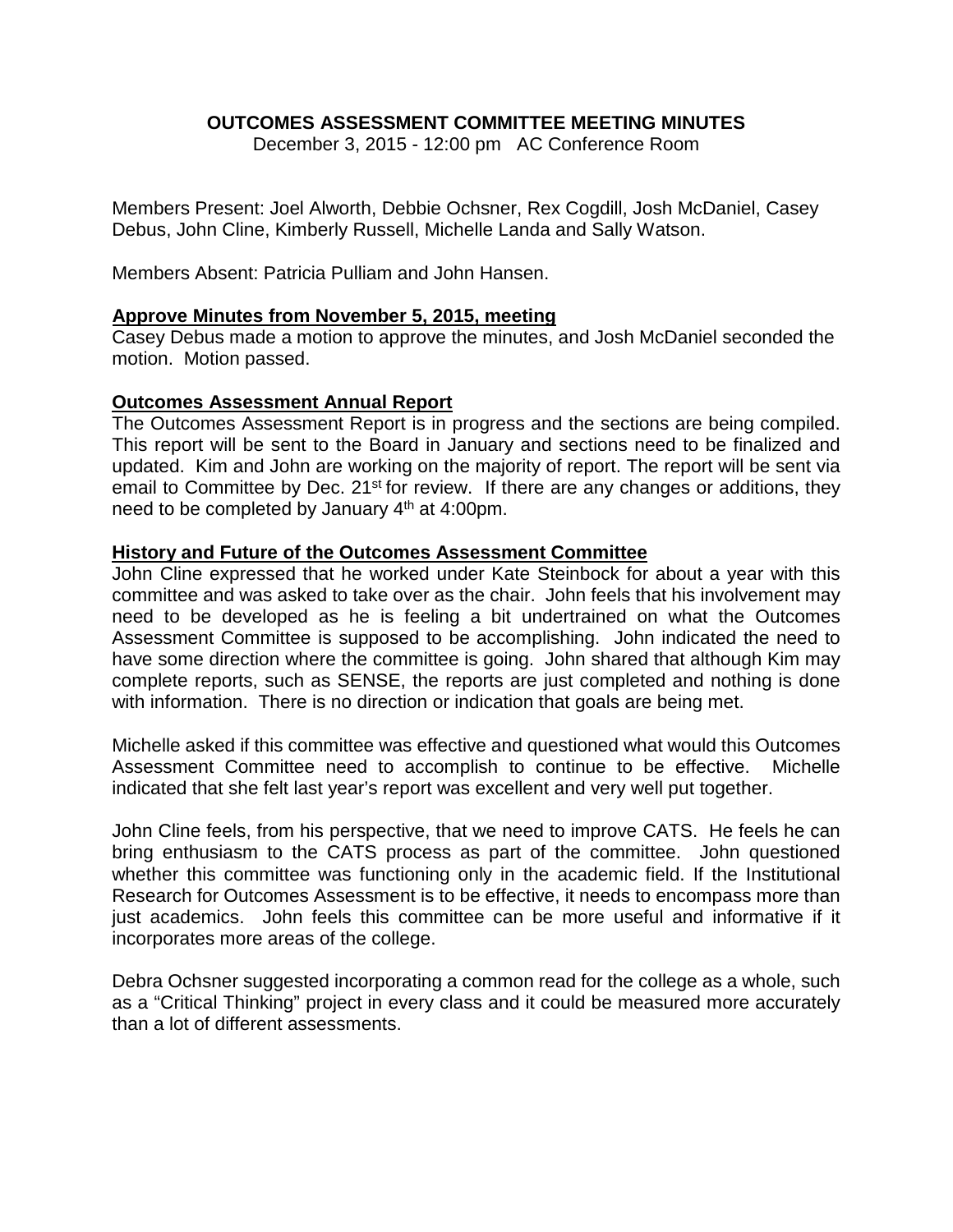# OUTCOMES ASSESSMENT COMMITTEE MEETING MINUTES

December 3, 2015 - 12:00 pm   AC Conference Room

Members Present: Joel Alworth, Debbie Ochsner, Rex Cogdill, Josh McDaniel, Casey Debus, John Cline, Kimberly Russell, Michelle Landa and Sally Watson.

Members Absent: Patricia Pulliam and John Hansen.

**Approve Minutes from November 5, 2015, meeting**

Casey Debus made a motion to approve the minutes, and Josh McDaniel seconded the motion. Motion passed.

**Outcomes Assessment Annual Report**

The Outcomes Assessment Report is in progress and the sections are being compiled. This report will be sent to the Board in January and sections need to be finalized and updated. Kim and John are working on the majority of report. The report will be sent via email to Committee by Dec. 21st for review. If there are any changes or additions, they need to be completed by January 4th at 4:00pm.

**History and Future of the Outcomes Assessment Committee**

John Cline expressed that he worked under Kate Steinbock for about a year with this committee and was asked to take over as the chair. John feels that his involvement may need to be developed as he is feeling a bit undertrained on what the Outcomes Assessment Committee is supposed to be accomplishing. John indicated the need to have some direction where the committee is going. John shared that although Kim may complete reports, such as SENSE, the reports are just completed and nothing is done with information. There is no direction or indication that goals are being met.

Michelle asked if this committee was effective and questioned what would this Outcomes Assessment Committee need to accomplish to continue to be effective. Michelle indicated that she felt last year's report was excellent and very well put together.

John Cline feels, from his perspective, that we need to improve CATS. He feels he can bring enthusiasm to the CATS process as part of the committee. John questioned whether this committee was functioning only in the academic field. If the Institutional Research for Outcomes Assessment is to be effective, it needs to encompass more than just academics. John feels this committee can be more useful and informative if it incorporates more areas of the college.

Debra Ochsner suggested incorporating a common read for the college as a whole, such as a "Critical Thinking" project in every class and it could be measured more accurately than a lot of different assessments.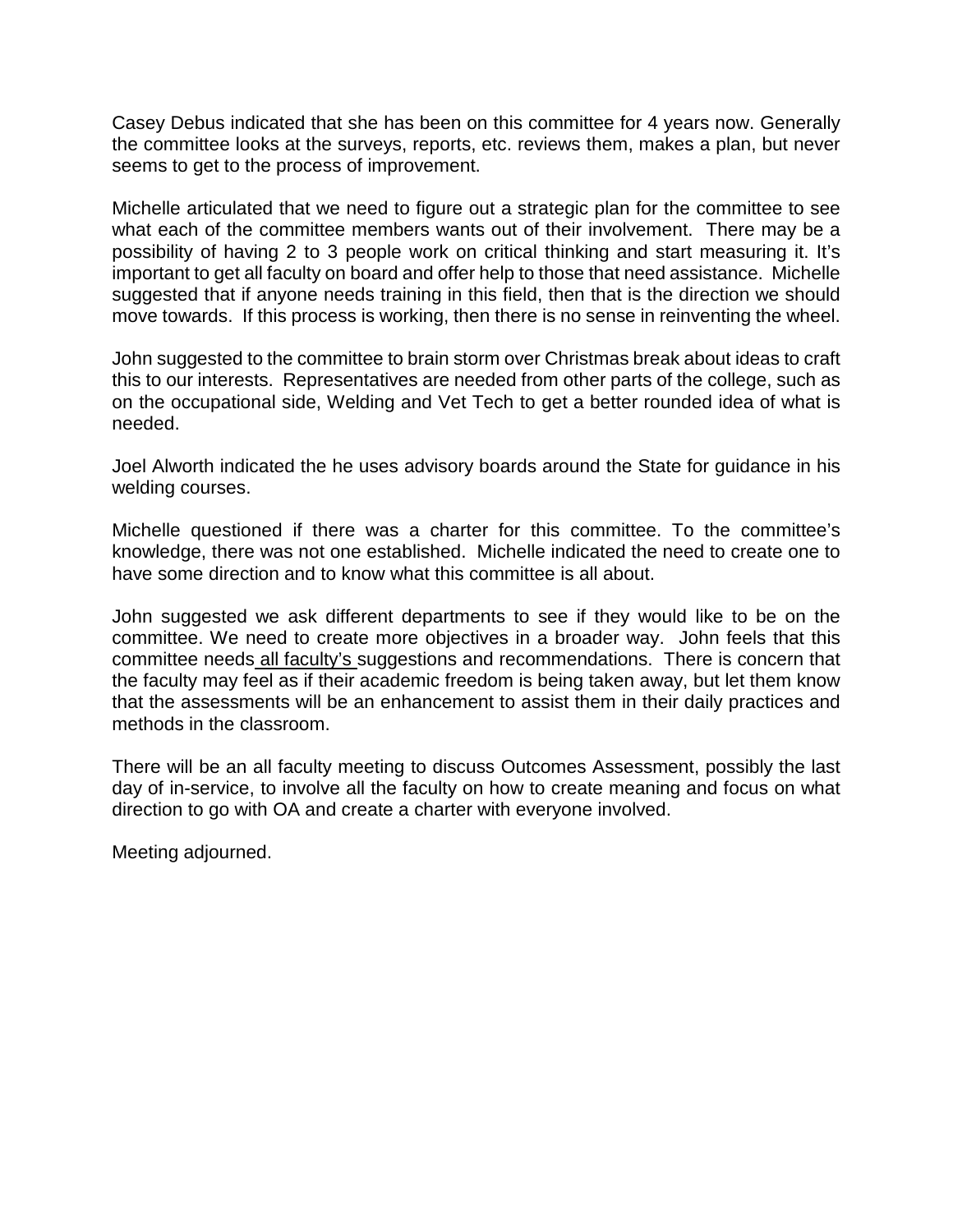Casey Debus indicated that she has been on this committee for 4 years now. Generally the committee looks at the surveys, reports, etc. reviews them, makes a plan, but never seems to get to the process of improvement.

Michelle articulated that we need to figure out a strategic plan for the committee to see what each of the committee members wants out of their involvement. There may be a possibility of having 2 to 3 people work on critical thinking and start measuring it. It's important to get all faculty on board and offer help to those that need assistance. Michelle suggested that if anyone needs training in this field, then that is the direction we should move towards. If this process is working, then there is no sense in reinventing the wheel.

John suggested to the committee to brain storm over Christmas break about ideas to craft this to our interests. Representatives are needed from other parts of the college, such as on the occupational side, Welding and Vet Tech to get a better rounded idea of what is needed.

Joel Alworth indicated the he uses advisory boards around the State for guidance in his welding courses.

Michelle questioned if there was a charter for this committee. To the committee's knowledge, there was not one established. Michelle indicated the need to create one to have some direction and to know what this committee is all about.

John suggested we ask different departments to see if they would like to be on the committee. We need to create more objectives in a broader way. John feels that this committee needs <u>all faculty's</u> suggestions and recommendations. There is concern that the faculty may feel as if their academic freedom is being taken away, but let them know that the assessments will be an enhancement to assist them in their daily practices and methods in the classroom.

There will be an all faculty meeting to discuss Outcomes Assessment, possibly the last day of in-service, to involve all the faculty on how to create meaning and focus on what direction to go with OA and create a charter with everyone involved.

Meeting adjourned.